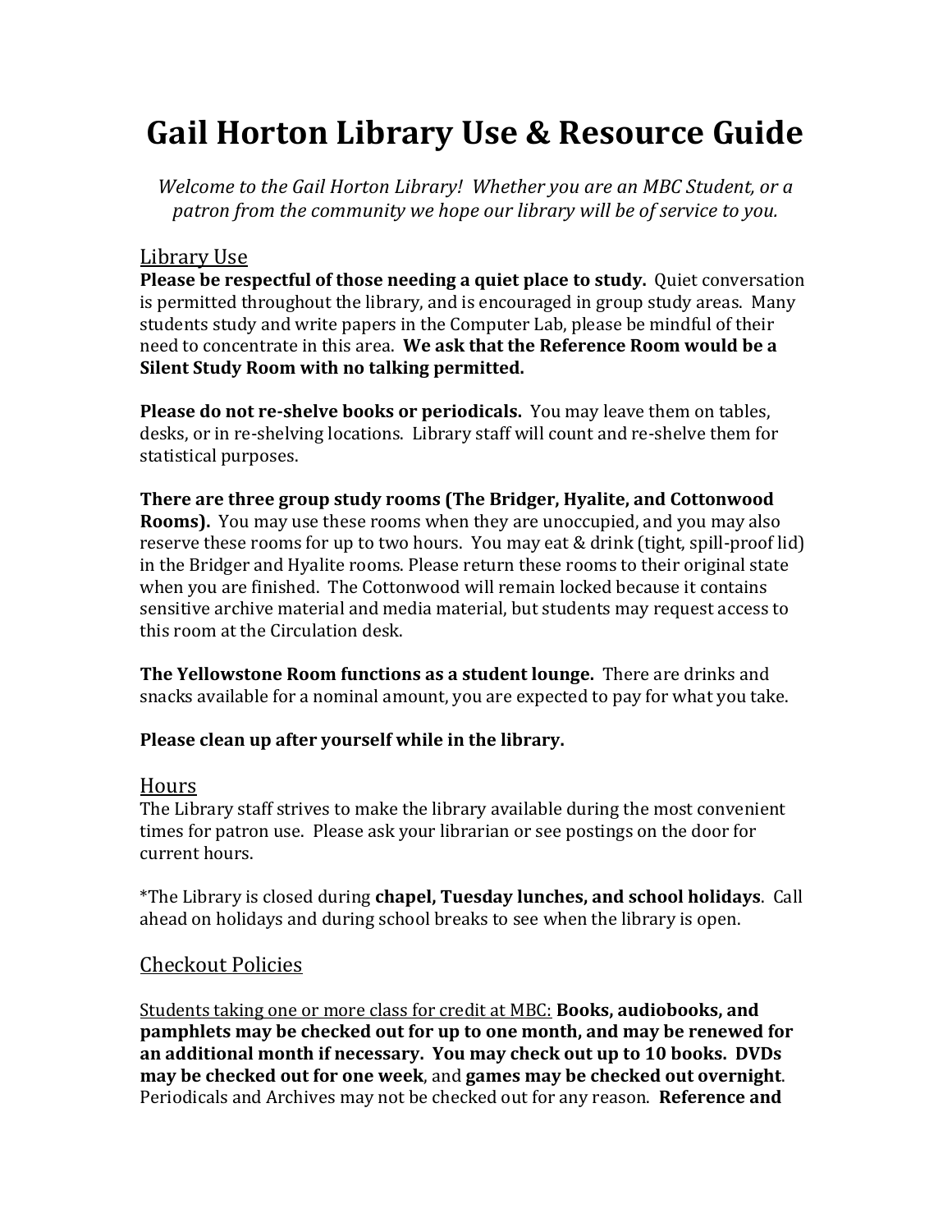# Gail Horton Library Use & Resource Guide

*Welcome to the Gail Horton Library! Whether you are an MBC Student, or a patron from the community we hope our library will be of service to you.*

## Library Use

**Please be respectful of those needing a quiet place to study.** Quiet conversation is permitted throughout the library, and is encouraged in group study areas. Many students study and write papers in the Computer Lab, please be mindful of their need to concentrate in this area. **We ask that the Reference Room would be a Silent Study Room with no talking permitted.**

**Please do not re-shelve books or periodicals.** You may leave them on tables, desks, or in re-shelving locations. Library staff will count and re-shelve them for statistical purposes.

**There are three group study rooms (The Bridger, Hyalite, and Cottonwood Rooms).** You may use these rooms when they are unoccupied, and you may also reserve these rooms for up to two hours. You may eat & drink (tight, spill-proof lid) in the Bridger and Hyalite rooms. Please return these rooms to their original state when you are finished. The Cottonwood will remain locked because it contains sensitive archive material and media material, but students may request access to this room at the Circulation desk.

**The Yellowstone Room functions as a student lounge.** There are drinks and snacks available for a nominal amount, you are expected to pay for what you take.

**Please clean up after yourself while in the library.**

## Hours

The Library staff strives to make the library available during the most convenient times for patron use. Please ask your librarian or see postings on the door for current hours.

*The Library is closed during **chapel, Tuesday lunches, and school holidays**. Call ahead on holidays and during school breaks to see when the library is open.

## Checkout Policies

Students taking one or more class for credit at MBC: **Books, audiobooks, and pamphlets may be checked out for up to one month, and may be renewed for an additional month if necessary. You may check out up to 10 books. DVDs may be checked out for one week**, and **games may be checked out overnight**. Periodicals and Archives may not be checked out for any reason. **Reference and**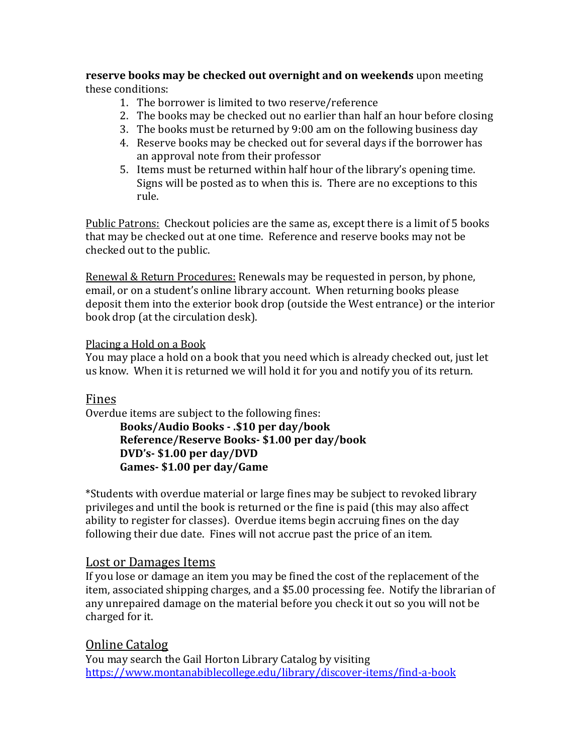**reserve books may be checked out overnight and on weekends** upon meeting these conditions:

1. The borrower is limited to two reserve/reference
2. The books may be checked out no earlier than half an hour before closing
3. The books must be returned by 9:00 am on the following business day
4. Reserve books may be checked out for several days if the borrower has an approval note from their professor
5. Items must be returned within half hour of the library's opening time. Signs will be posted as to when this is. There are no exceptions to this rule.

Public Patrons: Checkout policies are the same as, except there is a limit of 5 books that may be checked out at one time. Reference and reserve books may not be checked out to the public.

Renewal & Return Procedures: Renewals may be requested in person, by phone, email, or on a student's online library account. When returning books please deposit them into the exterior book drop (outside the West entrance) or the interior book drop (at the circulation desk).

Placing a Hold on a Book

You may place a hold on a book that you need which is already checked out, just let us know. When it is returned we will hold it for you and notify you of its return.

## Fines

Overdue items are subject to the following fines:

**Books/Audio Books - .$10 per day/book**
**Reference/Reserve Books- $1.00 per day/book**
**DVD's- $1.00 per day/DVD**
**Games- $1.00 per day/Game**

*Students with overdue material or large fines may be subject to revoked library privileges and until the book is returned or the fine is paid (this may also affect ability to register for classes). Overdue items begin accruing fines on the day following their due date. Fines will not accrue past the price of an item.

## Lost or Damages Items

If you lose or damage an item you may be fined the cost of the replacement of the item, associated shipping charges, and a $5.00 processing fee. Notify the librarian of any unrepaired damage on the material before you check it out so you will not be charged for it.

## Online Catalog

You may search the Gail Horton Library Catalog by visiting
https://www.montanabiblecollege.edu/library/discover-items/find-a-book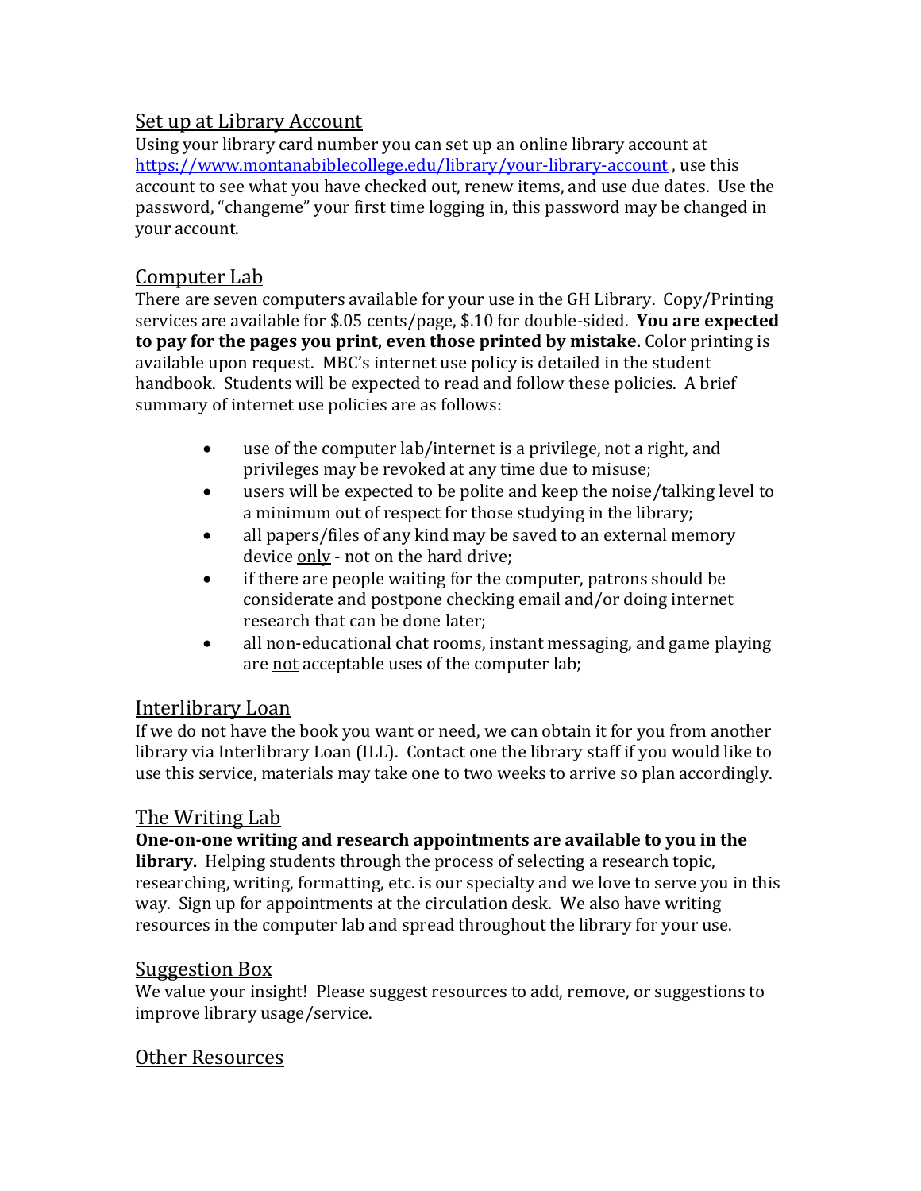## Set up at Library Account

Using your library card number you can set up an online library account at https://www.montanabiblecollege.edu/library/your-library-account , use this account to see what you have checked out, renew items, and use due dates. Use the password, "changeme" your first time logging in, this password may be changed in your account.

## Computer Lab

There are seven computers available for your use in the GH Library. Copy/Printing services are available for $.05 cents/page, $.10 for double-sided. **You are expected to pay for the pages you print, even those printed by mistake.** Color printing is available upon request. MBC's internet use policy is detailed in the student handbook. Students will be expected to read and follow these policies. A brief summary of internet use policies are as follows:

- use of the computer lab/internet is a privilege, not a right, and privileges may be revoked at any time due to misuse;
- users will be expected to be polite and keep the noise/talking level to a minimum out of respect for those studying in the library;
- all papers/files of any kind may be saved to an external memory device <u>only</u> - not on the hard drive;
- if there are people waiting for the computer, patrons should be considerate and postpone checking email and/or doing internet research that can be done later;
- all non-educational chat rooms, instant messaging, and game playing are <u>not</u> acceptable uses of the computer lab;

## Interlibrary Loan

If we do not have the book you want or need, we can obtain it for you from another library via Interlibrary Loan (ILL). Contact one the library staff if you would like to use this service, materials may take one to two weeks to arrive so plan accordingly.

## The Writing Lab

**One-on-one writing and research appointments are available to you in the library.** Helping students through the process of selecting a research topic, researching, writing, formatting, etc. is our specialty and we love to serve you in this way. Sign up for appointments at the circulation desk. We also have writing resources in the computer lab and spread throughout the library for your use.

## Suggestion Box

We value your insight! Please suggest resources to add, remove, or suggestions to improve library usage/service.

## Other Resources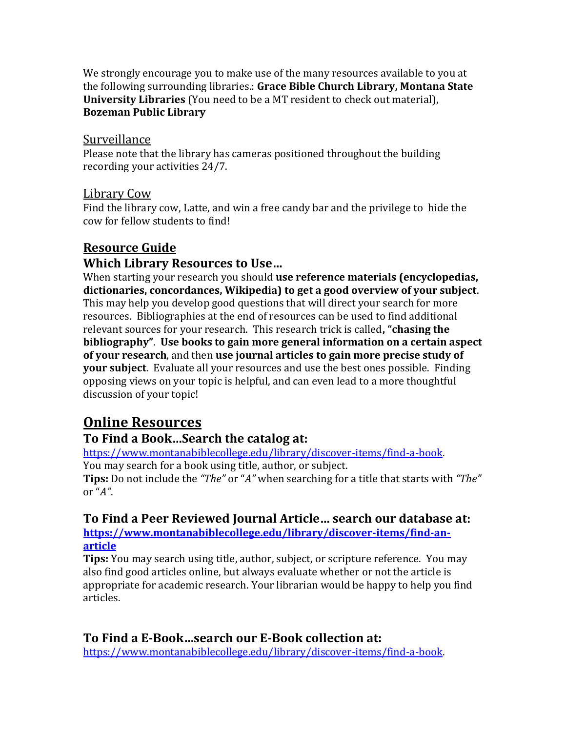We strongly encourage you to make use of the many resources available to you at the following surrounding libraries.: **Grace Bible Church Library, Montana State University Libraries** (You need to be a MT resident to check out material), **Bozeman Public Library**

Surveillance

Please note that the library has cameras positioned throughout the building recording your activities 24/7.

Library Cow

Find the library cow, Latte, and win a free candy bar and the privilege to hide the cow for fellow students to find!

## **Resource Guide**

### Which Library Resources to Use…

When starting your research you should **use reference materials (encyclopedias, dictionaries, concordances, Wikipedia) to get a good overview of your subject**. This may help you develop good questions that will direct your search for more resources. Bibliographies at the end of resources can be used to find additional relevant sources for your research. This research trick is called**, "chasing the bibliography"**. **Use books to gain more general information on a certain aspect of your research**, and then **use journal articles to gain more precise study of your subject**. Evaluate all your resources and use the best ones possible. Finding opposing views on your topic is helpful, and can even lead to a more thoughtful discussion of your topic!

## Online Resources

### To Find a Book…Search the catalog at:

https://www.montanabiblecollege.edu/library/discover-items/find-a-book.
You may search for a book using title, author, or subject.
**Tips:** Do not include the *"The"* or "*A"* when searching for a title that starts with *"The"* or "*A"*.

### To Find a Peer Reviewed Journal Article… search our database at:

**https://www.montanabiblecollege.edu/library/discover-items/find-an-article**

**Tips:** You may search using title, author, subject, or scripture reference. You may also find good articles online, but always evaluate whether or not the article is appropriate for academic research. Your librarian would be happy to help you find articles.

### To Find a E-Book…search our E-Book collection at:

https://www.montanabiblecollege.edu/library/discover-items/find-a-book.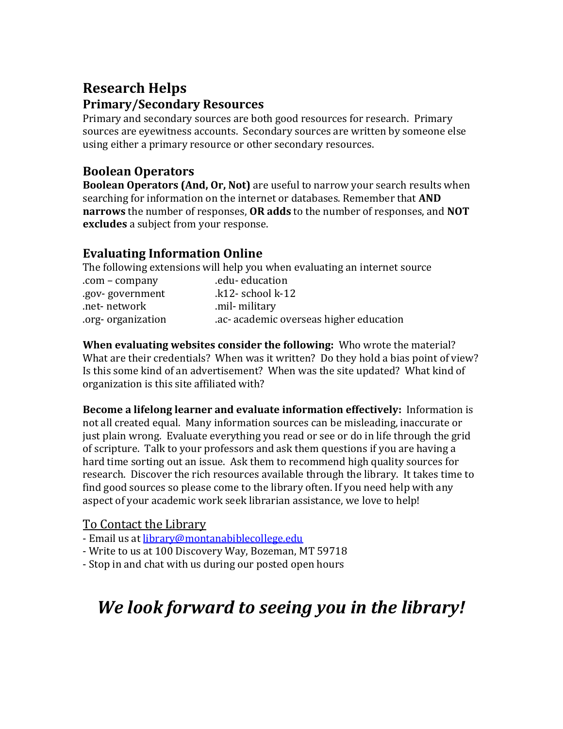# Research Helps

## Primary/Secondary Resources

Primary and secondary sources are both good resources for research. Primary sources are eyewitness accounts. Secondary sources are written by someone else using either a primary resource or other secondary resources.

## Boolean Operators

**Boolean Operators (And, Or, Not)** are useful to narrow your search results when searching for information on the internet or databases. Remember that **AND narrows** the number of responses, **OR adds** to the number of responses, and **NOT excludes** a subject from your response.

## Evaluating Information Online

The following extensions will help you when evaluating an internet source

| | |
|---|---|
| .com – company | .edu- education |
| .gov- government | .k12- school k-12 |
| .net- network | .mil- military |
| .org- organization | .ac- academic overseas higher education |

**When evaluating websites consider the following:** Who wrote the material? What are their credentials? When was it written? Do they hold a bias point of view? Is this some kind of an advertisement? When was the site updated? What kind of organization is this site affiliated with?

**Become a lifelong learner and evaluate information effectively:** Information is not all created equal. Many information sources can be misleading, inaccurate or just plain wrong. Evaluate everything you read or see or do in life through the grid of scripture. Talk to your professors and ask them questions if you are having a hard time sorting out an issue. Ask them to recommend high quality sources for research. Discover the rich resources available through the library. It takes time to find good sources so please come to the library often. If you need help with any aspect of your academic work seek librarian assistance, we love to help!

To Contact the Library

- Email us at library@montanabiblecollege.edu
- Write to us at 100 Discovery Way, Bozeman, MT 59718
- Stop in and chat with us during our posted open hours

***We look forward to seeing you in the library!***